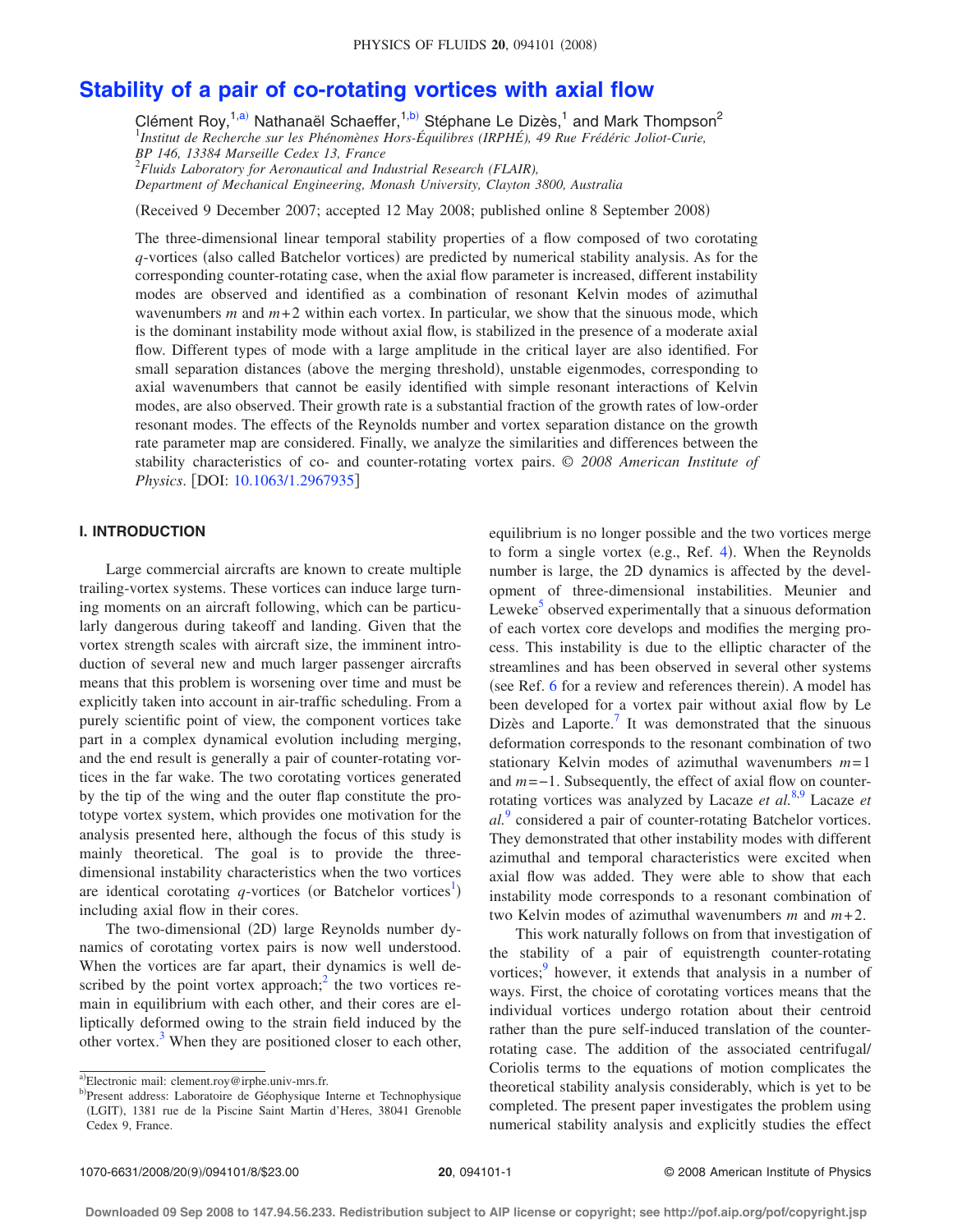# Stability of a pair of co-rotating vortices with axial flow

Clément Roy,[1,a)] Nathanaël Schaeffer,[1,b)] Stéphane Le Dizès,[1] and Mark Thompson[2]

[1]*Institut de Recherche sur les Phénomènes Hors-Équilibres (IRPHÉ), 49 Rue Frédéric Joliot-Curie, BP 146, 13384 Marseille Cedex 13, France*

[2]*Fluids Laboratory for Aeronautical and Industrial Research (FLAIR), Department of Mechanical Engineering, Monash University, Clayton 3800, Australia*

(Received 9 December 2007; accepted 12 May 2008; published online 8 September 2008)

The three-dimensional linear temporal stability properties of a flow composed of two corotating $q$-vortices (also called Batchelor vortices) are predicted by numerical stability analysis. As for the corresponding counter-rotating case, when the axial flow parameter is increased, different instability modes are observed and identified as a combination of resonant Kelvin modes of azimuthal wavenumbers $m$ and $m+2$ within each vortex. In particular, we show that the sinuous mode, which is the dominant instability mode without axial flow, is stabilized in the presence of a moderate axial flow. Different types of mode with a large amplitude in the critical layer are also identified. For small separation distances (above the merging threshold), unstable eigenmodes, corresponding to axial wavenumbers that cannot be easily identified with simple resonant interactions of Kelvin modes, are also observed. Their growth rate is a substantial fraction of the growth rates of low-order resonant modes. The effects of the Reynolds number and vortex separation distance on the growth rate parameter map are considered. Finally, we analyze the similarities and differences between the stability characteristics of co- and counter-rotating vortex pairs. © *2008 American Institute of Physics*. [DOI: 10.1063/1.2967935]

## I. INTRODUCTION

Large commercial aircrafts are known to create multiple trailing-vortex systems. These vortices can induce large turning moments on an aircraft following, which can be particularly dangerous during takeoff and landing. Given that the vortex strength scales with aircraft size, the imminent introduction of several new and much larger passenger aircrafts means that this problem is worsening over time and must be explicitly taken into account in air-traffic scheduling. From a purely scientific point of view, the component vortices take part in a complex dynamical evolution including merging, and the end result is generally a pair of counter-rotating vortices in the far wake. The two corotating vortices generated by the tip of the wing and the outer flap constitute the prototype vortex system, which provides one motivation for the analysis presented here, although the focus of this study is mainly theoretical. The goal is to provide the three-dimensional instability characteristics when the two vortices are identical corotating $q$-vortices (or Batchelor vortices[1]) including axial flow in their cores.

The two-dimensional (2D) large Reynolds number dynamics of corotating vortex pairs is now well understood. When the vortices are far apart, their dynamics is well described by the point vortex approach;[2] the two vortices remain in equilibrium with each other, and their cores are elliptically deformed owing to the strain field induced by the other vortex.[3] When they are positioned closer to each other, equilibrium is no longer possible and the two vortices merge to form a single vortex (e.g., Ref. 4). When the Reynolds number is large, the 2D dynamics is affected by the development of three-dimensional instabilities. Meunier and Leweke[5] observed experimentally that a sinuous deformation of each vortex core develops and modifies the merging process. This instability is due to the elliptic character of the streamlines and has been observed in several other systems (see Ref. 6 for a review and references therein). A model has been developed for a vortex pair without axial flow by Le Dizès and Laporte.[7] It was demonstrated that the sinuous deformation corresponds to the resonant combination of two stationary Kelvin modes of azimuthal wavenumbers $m=1$ and $m=-1$. Subsequently, the effect of axial flow on counter-rotating vortices was analyzed by Lacaze *et al.*[8,9] Lacaze *et al.*[9] considered a pair of counter-rotating Batchelor vortices. They demonstrated that other instability modes with different azimuthal and temporal characteristics were excited when axial flow was added. They were able to show that each instability mode corresponds to a resonant combination of two Kelvin modes of azimuthal wavenumbers $m$ and $m+2$.

This work naturally follows on from that investigation of the stability of a pair of equistrength counter-rotating vortices;[9] however, it extends that analysis in a number of ways. First, the choice of corotating vortices means that the individual vortices undergo rotation about their centroid rather than the pure self-induced translation of the counter-rotating case. The addition of the associated centrifugal/Coriolis terms to the equations of motion complicates the theoretical stability analysis considerably, which is yet to be completed. The present paper investigates the problem using numerical stability analysis and explicitly studies the effect

a)Electronic mail: clement.roy@irphe.univ-mrs.fr.

b)Present address: Laboratoire de Géophysique Interne et Technophysique (LGIT), 1381 rue de la Piscine Saint Martin d'Heres, 38041 Grenoble Cedex 9, France.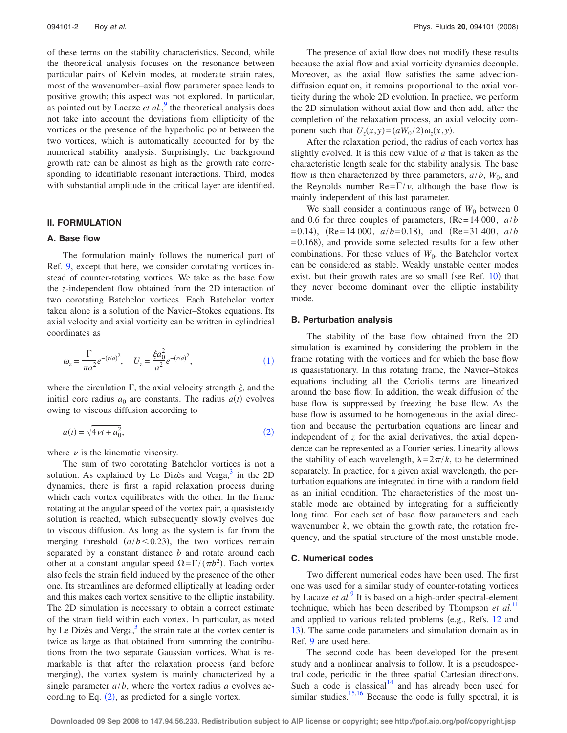of these terms on the stability characteristics. Second, while the theoretical analysis focuses on the resonance between particular pairs of Kelvin modes, at moderate strain rates, most of the wavenumber–axial flow parameter space leads to positive growth; this aspect was not explored. In particular, as pointed out by Lacaze *et al.*,[9] the theoretical analysis does not take into account the deviations from ellipticity of the vortices or the presence of the hyperbolic point between the two vortices, which is automatically accounted for by the numerical stability analysis. Surprisingly, the background growth rate can be almost as high as the growth rate corresponding to identifiable resonant interactions. Third, modes with substantial amplitude in the critical layer are identified.

## II. FORMULATION

### A. Base flow

The formulation mainly follows the numerical part of Ref. 9, except that here, we consider corotating vortices instead of counter-rotating vortices. We take as the base flow the $z$-independent flow obtained from the 2D interaction of two corotating Batchelor vortices. Each Batchelor vortex taken alone is a solution of the Navier–Stokes equations. Its axial velocity and axial vorticity can be written in cylindrical coordinates as

$$\omega_z = \frac{\Gamma}{\pi a^2} e^{-(r/a)^2}, \quad U_z = \frac{\xi a_0^2}{a^2} e^{-(r/a)^2}, \tag{1}$$

where the circulation $\Gamma$, the axial velocity strength $\xi$, and the initial core radius $a_0$ are constants. The radius $a(t)$ evolves owing to viscous diffusion according to

$$a(t) = \sqrt{4\nu t + a_0^2}, \tag{2}$$

where $\nu$ is the kinematic viscosity.

The sum of two corotating Batchelor vortices is not a solution. As explained by Le Dizès and Verga,[3] in the 2D dynamics, there is first a rapid relaxation process during which each vortex equilibrates with the other. In the frame rotating at the angular speed of the vortex pair, a quasisteady solution is reached, which subsequently slowly evolves due to viscous diffusion. As long as the system is far from the merging threshold $(a/b < 0.23)$, the two vortices remain separated by a constant distance $b$ and rotate around each other at a constant angular speed $\Omega = \Gamma/(\pi b^2)$. Each vortex also feels the strain field induced by the presence of the other one. Its streamlines are deformed elliptically at leading order and this makes each vortex sensitive to the elliptic instability. The 2D simulation is necessary to obtain a correct estimate of the strain field within each vortex. In particular, as noted by Le Dizès and Verga,[3] the strain rate at the vortex center is twice as large as that obtained from summing the contributions from the two separate Gaussian vortices. What is remarkable is that after the relaxation process (and before merging), the vortex system is mainly characterized by a single parameter $a/b$, where the vortex radius $a$ evolves according to Eq. (2), as predicted for a single vortex.

The presence of axial flow does not modify these results because the axial flow and axial vorticity dynamics decouple. Moreover, as the axial flow satisfies the same advection-diffusion equation, it remains proportional to the axial vorticity during the whole 2D evolution. In practice, we perform the 2D simulation without axial flow and then add, after the completion of the relaxation process, an axial velocity component such that $U_z(x,y) = (aW_0/2)\omega_z(x,y)$.

After the relaxation period, the radius of each vortex has slightly evolved. It is this new value of $a$ that is taken as the characteristic length scale for the stability analysis. The base flow is then characterized by three parameters, $a/b$, $W_0$, and the Reynolds number $\mathrm{Re} = \Gamma/\nu$, although the base flow is mainly independent of this last parameter.

We shall consider a continuous range of $W_0$ between 0 and 0.6 for three couples of parameters, $(\mathrm{Re} = 14\,000,\ a/b = 0.14)$, $(\mathrm{Re} = 14\,000,\ a/b = 0.18)$, and $(\mathrm{Re} = 31\,400,\ a/b = 0.168)$, and provide some selected results for a few other combinations. For these values of $W_0$, the Batchelor vortex can be considered as stable. Weakly unstable center modes exist, but their growth rates are so small (see Ref. 10) that they never become dominant over the elliptic instability mode.

### B. Perturbation analysis

The stability of the base flow obtained from the 2D simulation is examined by considering the problem in the frame rotating with the vortices and for which the base flow is quasistationary. In this rotating frame, the Navier–Stokes equations including all the Coriolis terms are linearized around the base flow. In addition, the weak diffusion of the base flow is suppressed by freezing the base flow. As the base flow is assumed to be homogeneous in the axial direction and because the perturbation equations are linear and independent of $z$ for the axial derivatives, the axial dependence can be represented as a Fourier series. Linearity allows the stability of each wavelength, $\lambda = 2\pi/k$, to be determined separately. In practice, for a given axial wavelength, the perturbation equations are integrated in time with a random field as an initial condition. The characteristics of the most unstable mode are obtained by integrating for a sufficiently long time. For each set of base flow parameters and each wavenumber $k$, we obtain the growth rate, the rotation frequency, and the spatial structure of the most unstable mode.

### C. Numerical codes

Two different numerical codes have been used. The first one was used for a similar study of counter-rotating vortices by Lacaze *et al.*[9] It is based on a high-order spectral-element technique, which has been described by Thompson *et al.*[11] and applied to various related problems (e.g., Refs. 12 and 13). The same code parameters and simulation domain as in Ref. 9 are used here.

The second code has been developed for the present study and a nonlinear analysis to follow. It is a pseudospectral code, periodic in the three spatial Cartesian directions. Such a code is classical[14] and has already been used for similar studies.[15,16] Because the code is fully spectral, it is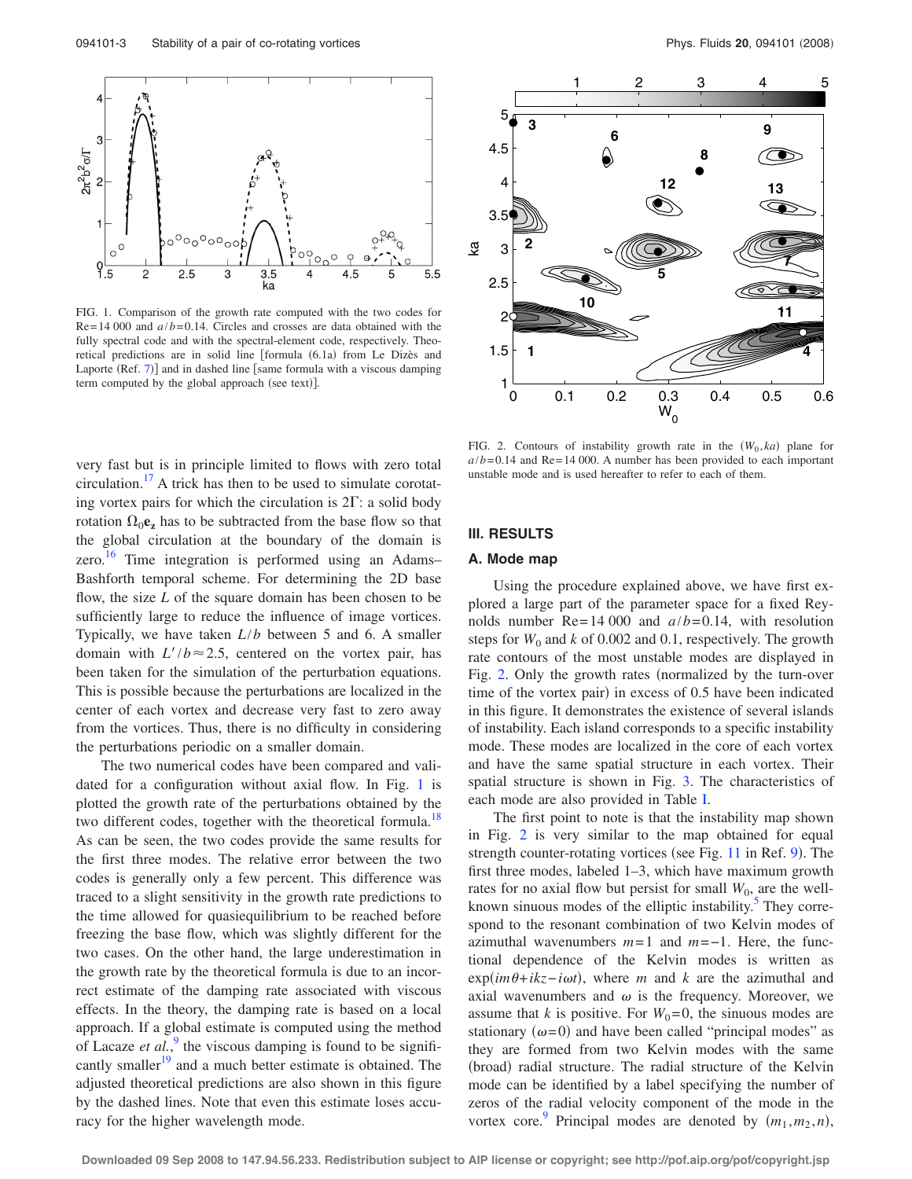FIG. 1. Comparison of the growth rate computed with the two codes for Re=14 000 and $a/b=0.14$. Circles and crosses are data obtained with the fully spectral code and with the spectral-element code, respectively. Theoretical predictions are in solid line [formula (6.1a) from Le Dizès and Laporte (Ref. 7)] and in dashed line [same formula with a viscous damping term computed by the global approach (see text)].

FIG. 2. Contours of instability growth rate in the $(W_0, ka)$ plane for $a/b=0.14$ and Re=14 000. A number has been provided to each important unstable mode and is used hereafter to refer to each of them.

very fast but is in principle limited to flows with zero total circulation.[17] A trick has then to be used to simulate corotating vortex pairs for which the circulation is $2\Gamma$: a solid body rotation $\Omega_0 \mathbf{e_z}$ has to be subtracted from the base flow so that the global circulation at the boundary of the domain is zero.[16] Time integration is performed using an Adams–Bashforth temporal scheme. For determining the 2D base flow, the size $L$ of the square domain has been chosen to be sufficiently large to reduce the influence of image vortices. Typically, we have taken $L/b$ between 5 and 6. A smaller domain with $L'/b \approx 2.5$, centered on the vortex pair, has been taken for the simulation of the perturbation equations. This is possible because the perturbations are localized in the center of each vortex and decrease very fast to zero away from the vortices. Thus, there is no difficulty in considering the perturbations periodic on a smaller domain.

The two numerical codes have been compared and validated for a configuration without axial flow. In Fig. 1 is plotted the growth rate of the perturbations obtained by the two different codes, together with the theoretical formula.[18] As can be seen, the two codes provide the same results for the first three modes. The relative error between the two codes is generally only a few percent. This difference was traced to a slight sensitivity in the growth rate predictions to the time allowed for quasiequilibrium to be reached before freezing the base flow, which was slightly different for the two cases. On the other hand, the large underestimation in the growth rate by the theoretical formula is due to an incorrect estimate of the damping rate associated with viscous effects. In the theory, the damping rate is based on a local approach. If a global estimate is computed using the method of Lacaze *et al.*,[9] the viscous damping is found to be significantly smaller[19] and a much better estimate is obtained. The adjusted theoretical predictions are also shown in this figure by the dashed lines. Note that even this estimate loses accuracy for the higher wavelength mode.

## III. RESULTS

### A. Mode map

Using the procedure explained above, we have first explored a large part of the parameter space for a fixed Reynolds number Re=14 000 and $a/b=0.14$, with resolution steps for $W_0$ and $k$ of 0.002 and 0.1, respectively. The growth rate contours of the most unstable modes are displayed in Fig. 2. Only the growth rates (normalized by the turn-over time of the vortex pair) in excess of 0.5 have been indicated in this figure. It demonstrates the existence of several islands of instability. Each island corresponds to a specific instability mode. These modes are localized in the core of each vortex and have the same spatial structure in each vortex. Their spatial structure is shown in Fig. 3. The characteristics of each mode are also provided in Table I.

The first point to note is that the instability map shown in Fig. 2 is very similar to the map obtained for equal strength counter-rotating vortices (see Fig. 11 in Ref. 9). The first three modes, labeled 1–3, which have maximum growth rates for no axial flow but persist for small $W_0$, are the well-known sinuous modes of the elliptic instability.[5] They correspond to the resonant combination of two Kelvin modes of azimuthal wavenumbers $m=1$ and $m=-1$. Here, the functional dependence of the Kelvin modes is written as $\exp(im\theta + ikz - i\omega t)$, where $m$ and $k$ are the azimuthal and axial wavenumbers and $\omega$ is the frequency. Moreover, we assume that $k$ is positive. For $W_0=0$, the sinuous modes are stationary ($\omega=0$) and have been called "principal modes" as they are formed from two Kelvin modes with the same (broad) radial structure. The radial structure of the Kelvin mode can be identified by a label specifying the number of zeros of the radial velocity component of the mode in the vortex core.[9] Principal modes are denoted by $(m_1, m_2, n)$,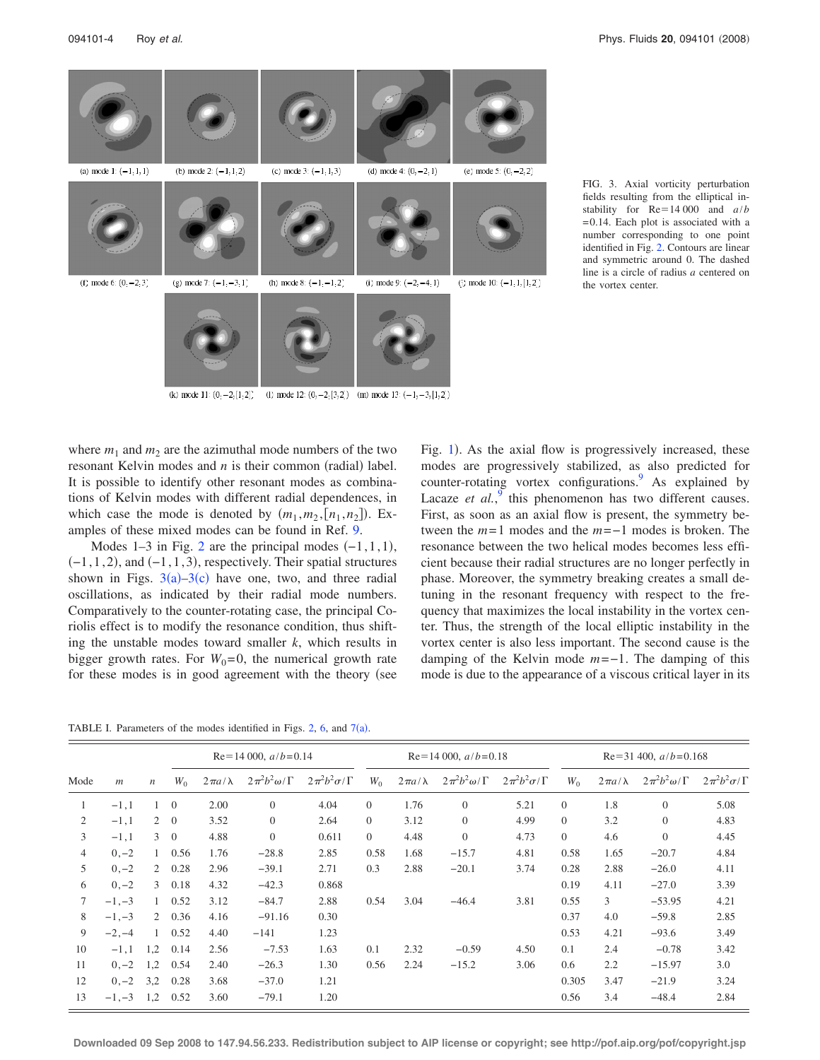(a) mode 1: (−1;1;1) (b) mode 2: (−1;1;2) (c) mode 3: (−1;1;3) (d) mode 4: (0;−2;1) (e) mode 5: (0;−2;2) (f) mode 6: (0;−2;3) (g) mode 7: (−1;−3;1) (h) mode 8: (−1;−1;2) (i) mode 9: (−2;−4;1) (j) mode 10: (−1;1;[1;2]) (k) mode 11: (0;−2;[1;2]) (l) mode 12: (0;−2;[3;2]) (m) mode 13: (−1;−3;[1;2])

FIG. 3. Axial vorticity perturbation fields resulting from the elliptical instability for Re=14 000 and $a/b$ =0.14. Each plot is associated with a number corresponding to one point identified in Fig. 2. Contours are linear and symmetric around 0. The dashed line is a circle of radius $a$ centered on the vortex center.

where $m_1$ and $m_2$ are the azimuthal mode numbers of the two resonant Kelvin modes and $n$ is their common (radial) label. It is possible to identify other resonant modes as combinations of Kelvin modes with different radial dependences, in which case the mode is denoted by $(m_1, m_2, [n_1, n_2])$. Examples of these mixed modes can be found in Ref. 9.

Modes 1–3 in Fig. 2 are the principal modes $(-1,1,1)$, $(-1,1,2)$, and $(-1,1,3)$, respectively. Their spatial structures shown in Figs. 3(a)–3(c) have one, two, and three radial oscillations, as indicated by their radial mode numbers. Comparatively to the counter-rotating case, the principal Coriolis effect is to modify the resonance condition, thus shifting the unstable modes toward smaller $k$, which results in bigger growth rates. For $W_0=0$, the numerical growth rate for these modes is in good agreement with the theory (see Fig. 1). As the axial flow is progressively increased, these modes are progressively stabilized, as also predicted for counter-rotating vortex configurations.[9] As explained by Lacaze *et al.*,[9] this phenomenon has two different causes. First, as soon as an axial flow is present, the symmetry between the $m=1$ modes and the $m=-1$ modes is broken. The resonance between the two helical modes becomes less efficient because their radial structures are no longer perfectly in phase. Moreover, the symmetry breaking creates a small detuning in the resonant frequency with respect to the frequency that maximizes the local instability in the vortex center. Thus, the strength of the local elliptic instability in the vortex center is also less important. The second cause is the damping of the Kelvin mode $m=-1$. The damping of this mode is due to the appearance of a viscous critical layer in its

TABLE I. Parameters of the modes identified in Figs. 2, 6, and 7(a).

| | | | Re=14 000, $a/b$=0.14 | | | | Re=14 000, $a/b$=0.18 | | | | Re=31 400, $a/b$=0.168 | | | |
|---|---|---|---|---|---|---|---|---|---|---|---|---|---|---|
| Mode | $m$ | $n$ | $W_0$ | $2\pi a/\lambda$ | $2\pi^2b^2\omega/\Gamma$ | $2\pi^2b^2\sigma/\Gamma$ | $W_0$ | $2\pi a/\lambda$ | $2\pi^2b^2\omega/\Gamma$ | $2\pi^2b^2\sigma/\Gamma$ | $W_0$ | $2\pi a/\lambda$ | $2\pi^2b^2\omega/\Gamma$ | $2\pi^2b^2\sigma/\Gamma$ |
| 1 | −1,1 | 1 | 0 | 2.00 | 0 | 4.04 | 0 | 1.76 | 0 | 5.21 | 0 | 1.8 | 0 | 5.08 |
| 2 | −1,1 | 2 | 0 | 3.52 | 0 | 2.64 | 0 | 3.12 | 0 | 4.99 | 0 | 3.2 | 0 | 4.83 |
| 3 | −1,1 | 3 | 0 | 4.88 | 0 | 0.611 | 0 | 4.48 | 0 | 4.73 | 0 | 4.6 | 0 | 4.45 |
| 4 | 0,−2 | 1 | 0.56 | 1.76 | −28.8 | 2.85 | 0.58 | 1.68 | −15.7 | 4.81 | 0.58 | 1.65 | −20.7 | 4.84 |
| 5 | 0,−2 | 2 | 0.28 | 2.96 | −39.1 | 2.71 | 0.3 | 2.88 | −20.1 | 3.74 | 0.28 | 2.88 | −26.0 | 4.11 |
| 6 | 0,−2 | 3 | 0.18 | 4.32 | −42.3 | 0.868 | | | | | 0.19 | 4.11 | −27.0 | 3.39 |
| 7 | −1,−3 | 1 | 0.52 | 3.12 | −84.7 | 2.88 | 0.54 | 3.04 | −46.4 | 3.81 | 0.55 | 3 | −53.95 | 4.21 |
| 8 | −1,−3 | 2 | 0.36 | 4.16 | −91.16 | 0.30 | | | | | 0.37 | 4.0 | −59.8 | 2.85 |
| 9 | −2,−4 | 1 | 0.52 | 4.40 | −141 | 1.23 | | | | | 0.53 | 4.21 | −93.6 | 3.49 |
| 10 | −1,1 | 1,2 | 0.14 | 2.56 | −7.53 | 1.63 | 0.1 | 2.32 | −0.59 | 4.50 | 0.1 | 2.4 | −0.78 | 3.42 |
| 11 | 0,−2 | 1,2 | 0.54 | 2.40 | −26.3 | 1.30 | 0.56 | 2.24 | −15.2 | 3.06 | 0.6 | 2.2 | −15.97 | 3.0 |
| 12 | 0,−2 | 3,2 | 0.28 | 3.68 | −37.0 | 1.21 | | | | | 0.305 | 3.47 | −21.9 | 3.24 |
| 13 | −1,−3 | 1,2 | 0.52 | 3.60 | −79.1 | 1.20 | | | | | 0.56 | 3.4 | −48.4 | 2.84 |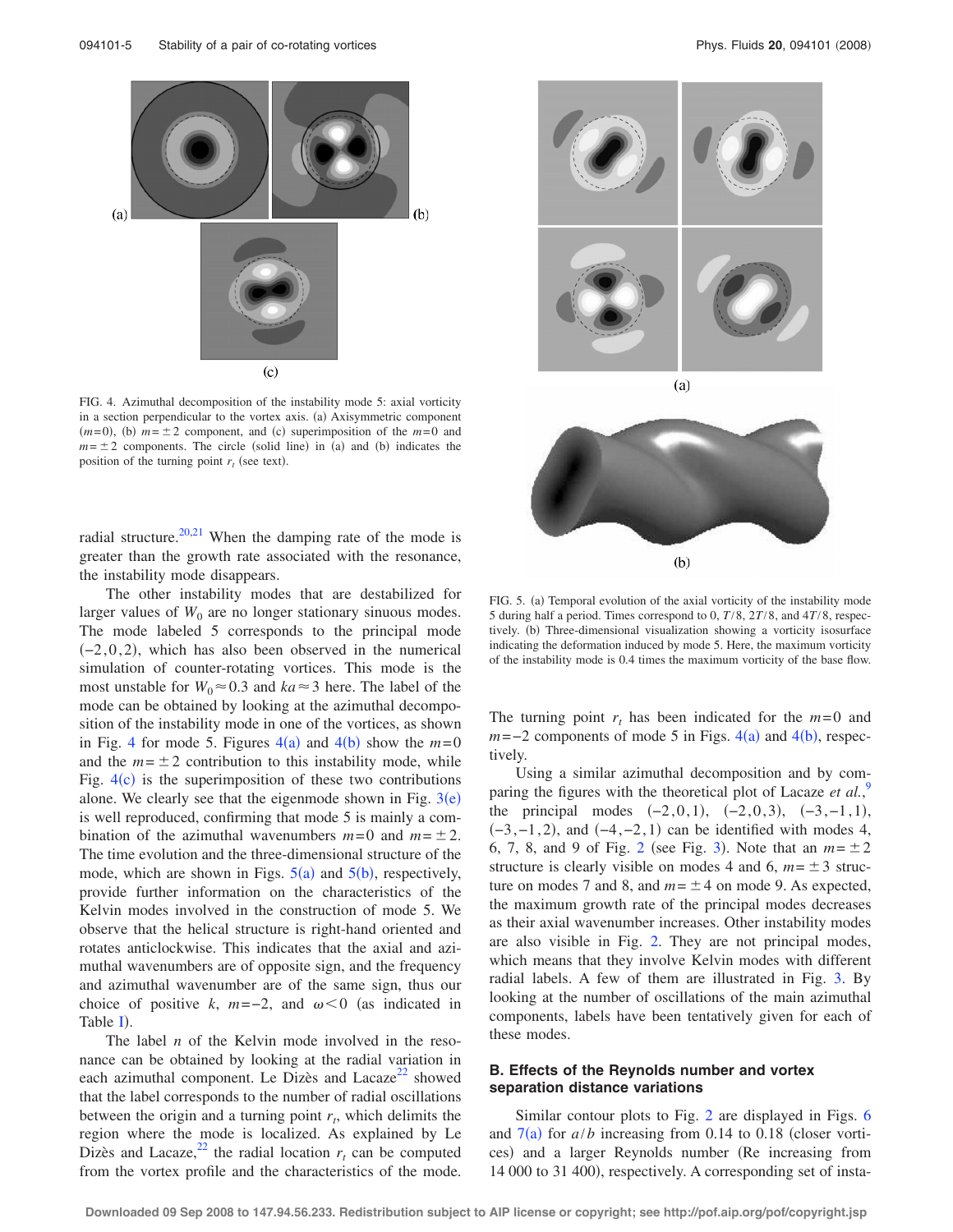FIG. 4. Azimuthal decomposition of the instability mode 5: axial vorticity in a section perpendicular to the vortex axis. (a) Axisymmetric component ($m=0$), (b) $m=\pm 2$ component, and (c) superimposition of the $m=0$ and $m=\pm 2$ components. The circle (solid line) in (a) and (b) indicates the position of the turning point $r_t$ (see text).

radial structure.[20,21] When the damping rate of the mode is greater than the growth rate associated with the resonance, the instability mode disappears.

The other instability modes that are destabilized for larger values of $W_0$ are no longer stationary sinuous modes. The mode labeled 5 corresponds to the principal mode $(-2,0,2)$, which has also been observed in the numerical simulation of counter-rotating vortices. This mode is the most unstable for $W_0 \approx 0.3$ and $ka \approx 3$ here. The label of the mode can be obtained by looking at the azimuthal decomposition of the instability mode in one of the vortices, as shown in Fig. 4 for mode 5. Figures 4(a) and 4(b) show the $m=0$ and the $m=\pm 2$ contribution to this instability mode, while Fig. 4(c) is the superimposition of these two contributions alone. We clearly see that the eigenmode shown in Fig. 3(e) is well reproduced, confirming that mode 5 is mainly a combination of the azimuthal wavenumbers $m=0$ and $m=\pm 2$. The time evolution and the three-dimensional structure of the mode, which are shown in Figs. 5(a) and 5(b), respectively, provide further information on the characteristics of the Kelvin modes involved in the construction of mode 5. We observe that the helical structure is right-hand oriented and rotates anticlockwise. This indicates that the axial and azimuthal wavenumbers are of opposite sign, and the frequency and azimuthal wavenumber are of the same sign, thus our choice of positive $k$, $m=-2$, and $\omega < 0$ (as indicated in Table I).

The label $n$ of the Kelvin mode involved in the resonance can be obtained by looking at the radial variation in each azimuthal component. Le Dizès and Lacaze[22] showed that the label corresponds to the number of radial oscillations between the origin and a turning point $r_t$, which delimits the region where the mode is localized. As explained by Le Dizès and Lacaze,[22] the radial location $r_t$ can be computed from the vortex profile and the characteristics of the mode.

FIG. 5. (a) Temporal evolution of the axial vorticity of the instability mode 5 during half a period. Times correspond to 0, $T/8$, $2T/8$, and $4T/8$, respectively. (b) Three-dimensional visualization showing a vorticity isosurface indicating the deformation induced by mode 5. Here, the maximum vorticity of the instability mode is 0.4 times the maximum vorticity of the base flow.

The turning point $r_t$ has been indicated for the $m=0$ and $m=-2$ components of mode 5 in Figs. 4(a) and 4(b), respectively.

Using a similar azimuthal decomposition and by comparing the figures with the theoretical plot of Lacaze *et al.*,[9] the principal modes $(-2,0,1)$, $(-2,0,3)$, $(-3,-1,1)$, $(-3,-1,2)$, and $(-4,-2,1)$ can be identified with modes 4, 6, 7, 8, and 9 of Fig. 2 (see Fig. 3). Note that an $m=\pm 2$ structure is clearly visible on modes 4 and 6, $m=\pm 3$ structure on modes 7 and 8, and $m=\pm 4$ on mode 9. As expected, the maximum growth rate of the principal modes decreases as their axial wavenumber increases. Other instability modes are also visible in Fig. 2. They are not principal modes, which means that they involve Kelvin modes with different radial labels. A few of them are illustrated in Fig. 3. By looking at the number of oscillations of the main azimuthal components, labels have been tentatively given for each of these modes.

### B. Effects of the Reynolds number and vortex separation distance variations

Similar contour plots to Fig. 2 are displayed in Figs. 6 and 7(a) for $a/b$ increasing from 0.14 to 0.18 (closer vortices) and a larger Reynolds number (Re increasing from 14 000 to 31 400), respectively. A corresponding set of insta-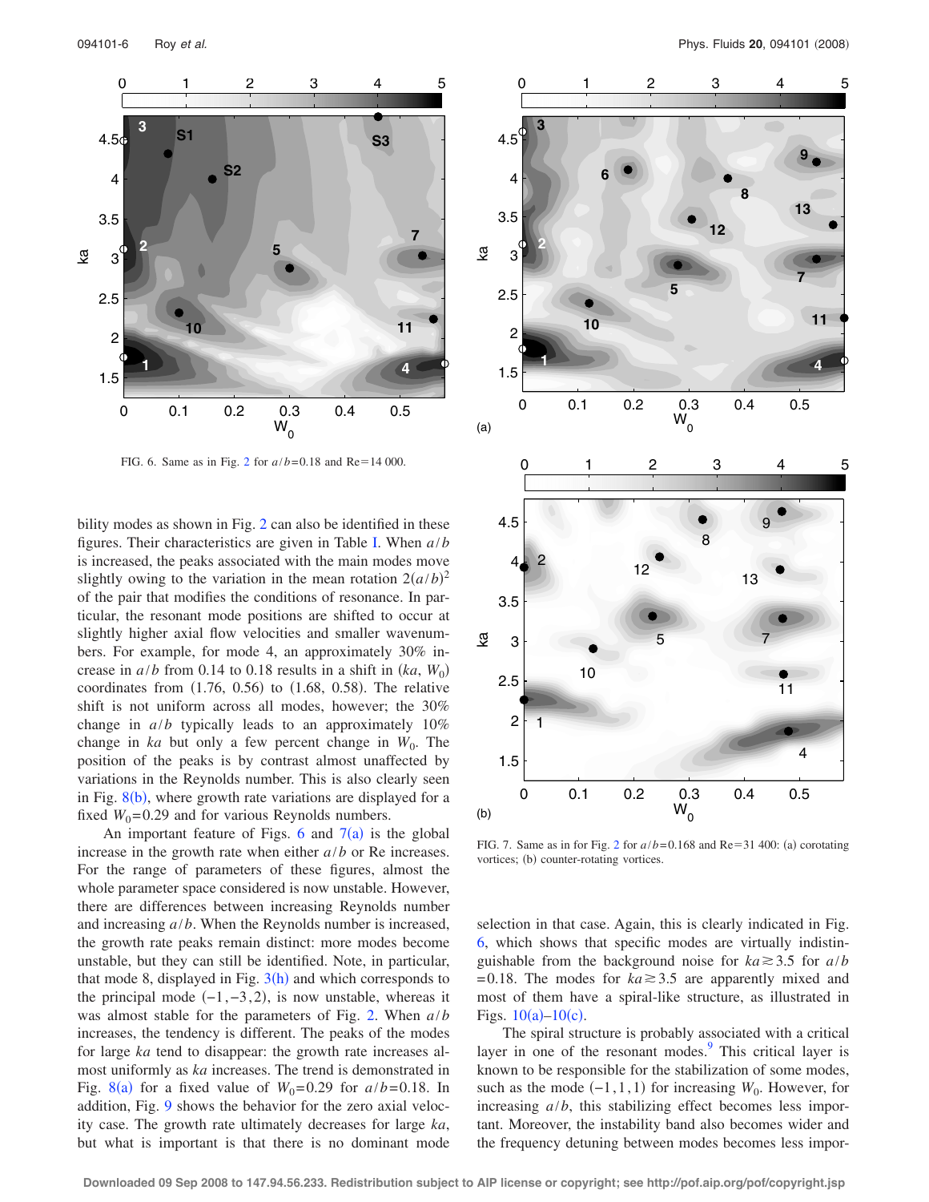FIG. 6. Same as in Fig. 2 for $a/b$=0.18 and Re=14 000.

FIG. 7. Same as in for Fig. 2 for $a/b$=0.168 and Re=31 400: (a) corotating vortices; (b) counter-rotating vortices.

bility modes as shown in Fig. 2 can also be identified in these figures. Their characteristics are given in Table I. When $a/b$ is increased, the peaks associated with the main modes move slightly owing to the variation in the mean rotation $2(a/b)^2$ of the pair that modifies the conditions of resonance. In particular, the resonant mode positions are shifted to occur at slightly higher axial flow velocities and smaller wavenumbers. For example, for mode 4, an approximately 30% increase in $a/b$ from 0.14 to 0.18 results in a shift in $(ka, W_0)$ coordinates from (1.76, 0.56) to (1.68, 0.58). The relative shift is not uniform across all modes, however; the 30% change in $a/b$ typically leads to an approximately 10% change in $ka$ but only a few percent change in $W_0$. The position of the peaks is by contrast almost unaffected by variations in the Reynolds number. This is also clearly seen in Fig. 8(b), where growth rate variations are displayed for a fixed $W_0$=0.29 and for various Reynolds numbers.

An important feature of Figs. 6 and 7(a) is the global increase in the growth rate when either $a/b$ or Re increases. For the range of parameters of these figures, almost the whole parameter space considered is now unstable. However, there are differences between increasing Reynolds number and increasing $a/b$. When the Reynolds number is increased, the growth rate peaks remain distinct: more modes become unstable, but they can still be identified. Note, in particular, that mode 8, displayed in Fig. 3(h) and which corresponds to the principal mode $(-1,-3,2)$, is now unstable, whereas it was almost stable for the parameters of Fig. 2. When $a/b$ increases, the tendency is different. The peaks of the modes for large $ka$ tend to disappear: the growth rate increases almost uniformly as $ka$ increases. The trend is demonstrated in Fig. 8(a) for a fixed value of $W_0$=0.29 for $a/b$=0.18. In addition, Fig. 9 shows the behavior for the zero axial velocity case. The growth rate ultimately decreases for large $ka$, but what is important is that there is no dominant mode selection in that case. Again, this is clearly indicated in Fig. 6, which shows that specific modes are virtually indistinguishable from the background noise for $ka \gtrsim 3.5$ for $a/b$=0.18. The modes for $ka \gtrsim 3.5$ are apparently mixed and most of them have a spiral-like structure, as illustrated in Figs. 10(a)–10(c).

The spiral structure is probably associated with a critical layer in one of the resonant modes.[9] This critical layer is known to be responsible for the stabilization of some modes, such as the mode $(-1,1,1)$ for increasing $W_0$. However, for increasing $a/b$, this stabilizing effect becomes less important. Moreover, the instability band also becomes wider and the frequency detuning between modes becomes less impor-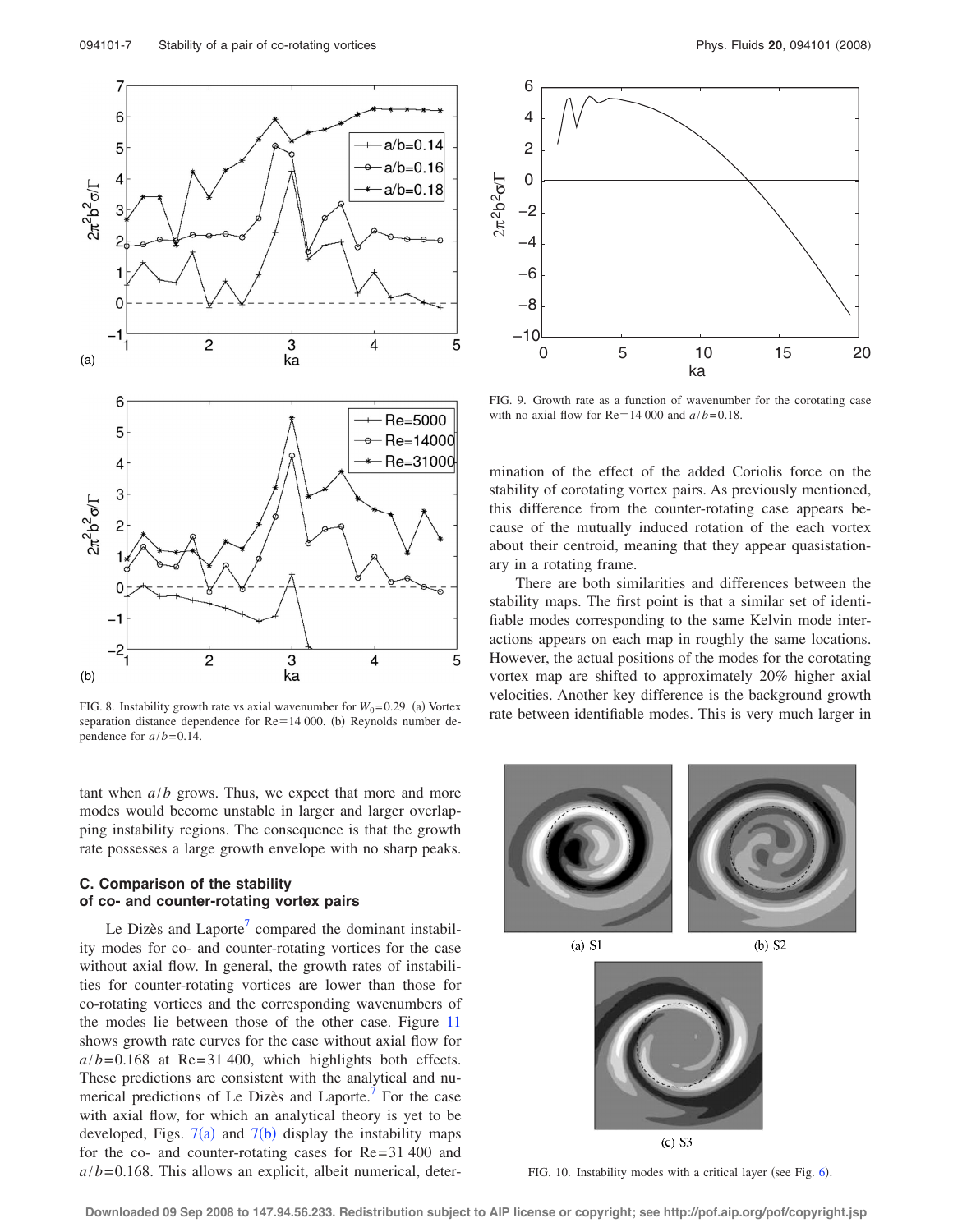FIG. 8. Instability growth rate vs axial wavenumber for $W_0=0.29$. (a) Vortex separation distance dependence for Re=14 000. (b) Reynolds number dependence for $a/b=0.14$.

tant when $a/b$ grows. Thus, we expect that more and more modes would become unstable in larger and larger overlapping instability regions. The consequence is that the growth rate possesses a large growth envelope with no sharp peaks.

### C. Comparison of the stability of co- and counter-rotating vortex pairs

Le Dizès and Laporte[7] compared the dominant instability modes for co- and counter-rotating vortices for the case without axial flow. In general, the growth rates of instabilities for counter-rotating vortices are lower than those for co-rotating vortices and the corresponding wavenumbers of the modes lie between those of the other case. Figure 11 shows growth rate curves for the case without axial flow for $a/b=0.168$ at Re=31 400, which highlights both effects. These predictions are consistent with the analytical and numerical predictions of Le Dizès and Laporte.[7] For the case with axial flow, for which an analytical theory is yet to be developed, Figs. 7(a) and 7(b) display the instability maps for the co- and counter-rotating cases for Re=31 400 and $a/b=0.168$. This allows an explicit, albeit numerical, determination of the effect of the added Coriolis force on the stability of corotating vortex pairs. As previously mentioned, this difference from the counter-rotating case appears because of the mutually induced rotation of the each vortex about their centroid, meaning that they appear quasistationary in a rotating frame.

FIG. 9. Growth rate as a function of wavenumber for the corotating case with no axial flow for Re=14 000 and $a/b=0.18$.

There are both similarities and differences between the stability maps. The first point is that a similar set of identifiable modes corresponding to the same Kelvin mode interactions appears on each map in roughly the same locations. However, the actual positions of the modes for the corotating vortex map are shifted to approximately 20% higher axial velocities. Another key difference is the background growth rate between identifiable modes. This is very much larger in

FIG. 10. Instability modes with a critical layer (see Fig. 6).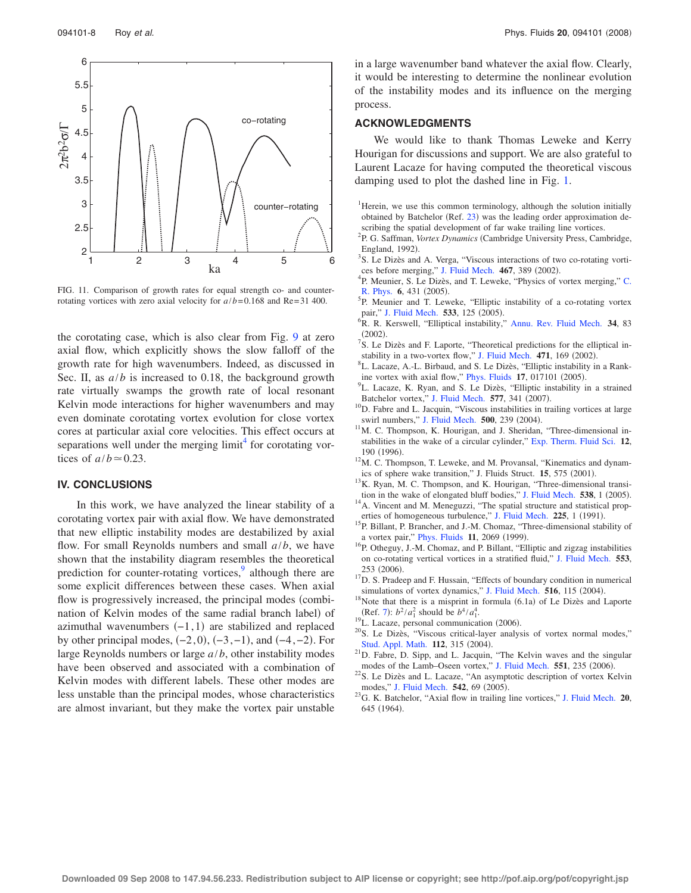6
5.5
5
4.5
4
3.5
3
2.5
2
1
2
3
4
5
6
ka
$2\pi^2 b^2 \sigma/\Gamma$
co–rotating
counter–rotating

FIG. 11. Comparison of growth rates for equal strength co- and counter-rotating vortices with zero axial velocity for $a/b=0.168$ and Re=31 400.

the corotating case, which is also clear from Fig. 9 at zero axial flow, which explicitly shows the slow falloff of the growth rate for high wavenumbers. Indeed, as discussed in Sec. II, as $a/b$ is increased to 0.18, the background growth rate virtually swamps the growth rate of local resonant Kelvin mode interactions for higher wavenumbers and may even dominate corotating vortex evolution for close vortex cores at particular axial core velocities. This effect occurs at separations well under the merging limit[4] for corotating vortices of $a/b \simeq 0.23$.

## IV. CONCLUSIONS

In this work, we have analyzed the linear stability of a corotating vortex pair with axial flow. We have demonstrated that new elliptic instability modes are destabilized by axial flow. For small Reynolds numbers and small $a/b$, we have shown that the instability diagram resembles the theoretical prediction for counter-rotating vortices,[9] although there are some explicit differences between these cases. When axial flow is progressively increased, the principal modes (combination of Kelvin modes of the same radial branch label) of azimuthal wavenumbers $(-1,1)$ are stabilized and replaced by other principal modes, $(-2,0)$, $(-3,-1)$, and $(-4,-2)$. For large Reynolds numbers or large $a/b$, other instability modes have been observed and associated with a combination of Kelvin modes with different labels. These other modes are less unstable than the principal modes, whose characteristics are almost invariant, but they make the vortex pair unstable in a large wavenumber band whatever the axial flow. Clearly, it would be interesting to determine the nonlinear evolution of the instability modes and its influence on the merging process.

## ACKNOWLEDGMENTS

We would like to thank Thomas Leweke and Kerry Hourigan for discussions and support. We are also grateful to Laurent Lacaze for having computed the theoretical viscous damping used to plot the dashed line in Fig. 1.

[1] Herein, we use this common terminology, although the solution initially obtained by Batchelor (Ref. 23) was the leading order approximation describing the spatial development of far wake trailing line vortices.

[2] P. G. Saffman, *Vortex Dynamics* (Cambridge University Press, Cambridge, England, 1992).

[3] S. Le Dizès and A. Verga, "Viscous interactions of two co-rotating vortices before merging," J. Fluid Mech. **467**, 389 (2002).

[4] P. Meunier, S. Le Dizès, and T. Leweke, "Physics of vortex merging," C. R. Phys. **6**, 431 (2005).

[5] P. Meunier and T. Leweke, "Elliptic instability of a co-rotating vortex pair," J. Fluid Mech. **533**, 125 (2005).

[6] R. R. Kerswell, "Elliptical instability," Annu. Rev. Fluid Mech. **34**, 83 (2002).

[7] S. Le Dizès and F. Laporte, "Theoretical predictions for the elliptical instability in a two-vortex flow," J. Fluid Mech. **471**, 169 (2002).

[8] L. Lacaze, A.-L. Birbaud, and S. Le Dizès, "Elliptic instability in a Rankine vortex with axial flow," Phys. Fluids **17**, 017101 (2005).

[9] L. Lacaze, K. Ryan, and S. Le Dizès, "Elliptic instability in a strained Batchelor vortex," J. Fluid Mech. **577**, 341 (2007).

[10] D. Fabre and L. Jacquin, "Viscous instabilities in trailing vortices at large swirl numbers," J. Fluid Mech. **500**, 239 (2004).

[11] M. C. Thompson, K. Hourigan, and J. Sheridan, "Three-dimensional instabilities in the wake of a circular cylinder," Exp. Therm. Fluid Sci. **12**, 190 (1996).

[12] M. C. Thompson, T. Leweke, and M. Provansal, "Kinematics and dynamics of sphere wake transition," J. Fluids Struct. **15**, 575 (2001).

[13] K. Ryan, M. C. Thompson, and K. Hourigan, "Three-dimensional transition in the wake of elongated bluff bodies," J. Fluid Mech. **538**, 1 (2005).

[14] A. Vincent and M. Meneguzzi, "The spatial structure and statistical properties of homogeneous turbulence," J. Fluid Mech. **225**, 1 (1991).

[15] P. Billant, P. Brancher, and J.-M. Chomaz, "Three-dimensional stability of a vortex pair," Phys. Fluids **11**, 2069 (1999).

[16] P. Otheguy, J.-M. Chomaz, and P. Billant, "Elliptic and zigzag instabilities on co-rotating vertical vortices in a stratified fluid," J. Fluid Mech. **553**, 253 (2006).

[17] D. S. Pradeep and F. Hussain, "Effects of boundary condition in numerical simulations of vortex dynamics," J. Fluid Mech. **516**, 115 (2004).

[18] Note that there is a misprint in formula (6.1a) of Le Dizès and Laporte (Ref. 7): $b^2/a_1^2$ should be $b^4/a_1^4$.

[19] L. Lacaze, personal communication (2006).

[20] S. Le Dizès, "Viscous critical-layer analysis of vortex normal modes," Stud. Appl. Math. **112**, 315 (2004).

[21] D. Fabre, D. Sipp, and L. Jacquin, "The Kelvin waves and the singular modes of the Lamb–Oseen vortex," J. Fluid Mech. **551**, 235 (2006).

[22] S. Le Dizès and L. Lacaze, "An asymptotic description of vortex Kelvin modes," J. Fluid Mech. **542**, 69 (2005).

[23] G. K. Batchelor, "Axial flow in trailing line vortices," J. Fluid Mech. **20**, 645 (1964).